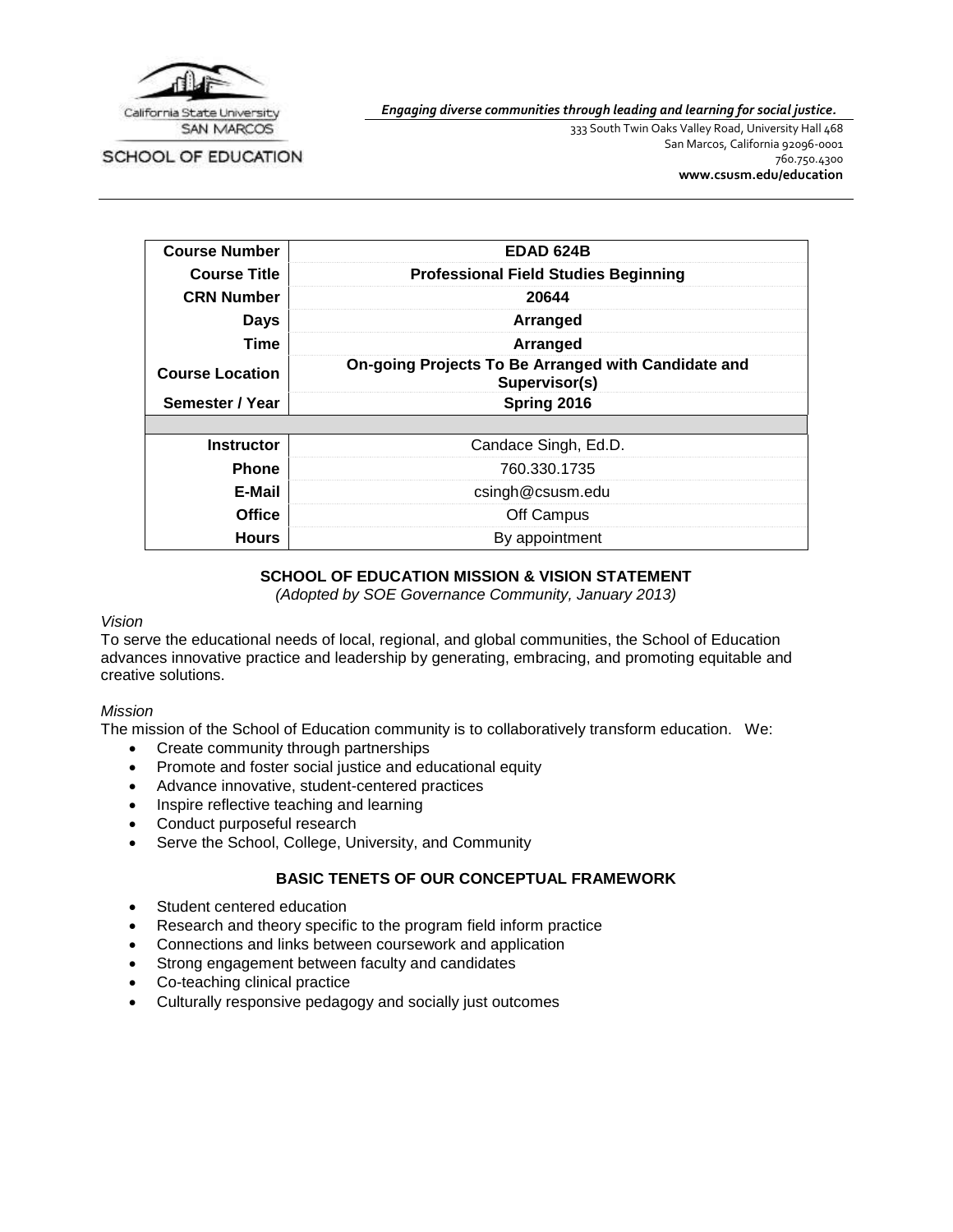California State University SAN MARCOS

SCHOOL OF EDUCATION

*Engaging diverse communities through leading and learning for social justice.*

333 South Twin Oaks Valley Road, University Hall 468
San Marcos, California 92096-0001
760.750.4300
**www.csusm.edu/education**

| | |
|---|---|
| **Course Number** | **EDAD 624B** |
| **Course Title** | **Professional Field Studies Beginning** |
| **CRN Number** | **20644** |
| **Days** | **Arranged** |
| **Time** | **Arranged** |
| **Course Location** | **On-going Projects To Be Arranged with Candidate and Supervisor(s)** |
| **Semester / Year** | **Spring 2016** |
| | |
| **Instructor** | Candace Singh, Ed.D. |
| **Phone** | 760.330.1735 |
| **E-Mail** | csingh@csusm.edu |
| **Office** | Off Campus |
| **Hours** | By appointment |

## SCHOOL OF EDUCATION MISSION & VISION STATEMENT

*(Adopted by SOE Governance Community, January 2013)*

*Vision*

To serve the educational needs of local, regional, and global communities, the School of Education advances innovative practice and leadership by generating, embracing, and promoting equitable and creative solutions.

*Mission*

The mission of the School of Education community is to collaboratively transform education. We:

- Create community through partnerships
- Promote and foster social justice and educational equity
- Advance innovative, student-centered practices
- Inspire reflective teaching and learning
- Conduct purposeful research
- Serve the School, College, University, and Community

## BASIC TENETS OF OUR CONCEPTUAL FRAMEWORK

- Student centered education
- Research and theory specific to the program field inform practice
- Connections and links between coursework and application
- Strong engagement between faculty and candidates
- Co-teaching clinical practice
- Culturally responsive pedagogy and socially just outcomes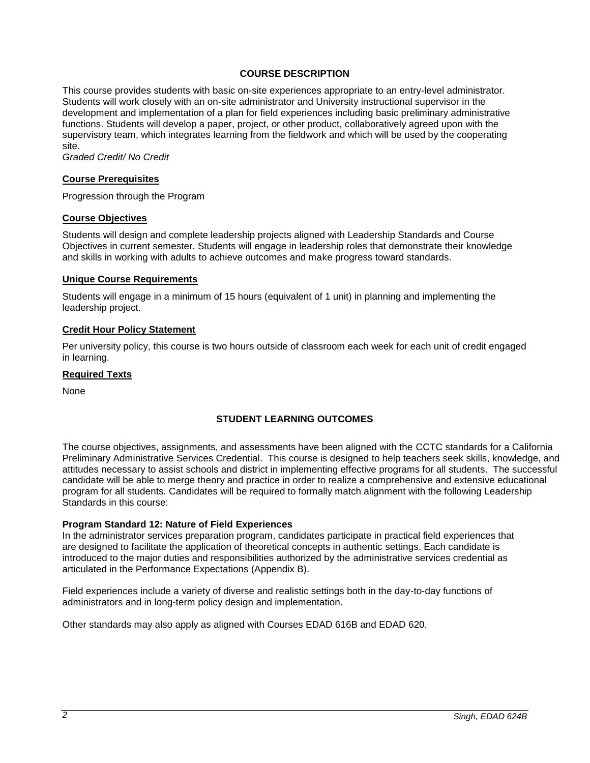## COURSE DESCRIPTION

This course provides students with basic on-site experiences appropriate to an entry-level administrator. Students will work closely with an on-site administrator and University instructional supervisor in the development and implementation of a plan for field experiences including basic preliminary administrative functions. Students will develop a paper, project, or other product, collaboratively agreed upon with the supervisory team, which integrates learning from the fieldwork and which will be used by the cooperating site.
*Graded Credit/ No Credit*

### Course Prerequisites

Progression through the Program

### Course Objectives

Students will design and complete leadership projects aligned with Leadership Standards and Course Objectives in current semester. Students will engage in leadership roles that demonstrate their knowledge and skills in working with adults to achieve outcomes and make progress toward standards.

### Unique Course Requirements

Students will engage in a minimum of 15 hours (equivalent of 1 unit) in planning and implementing the leadership project.

### Credit Hour Policy Statement

Per university policy, this course is two hours outside of classroom each week for each unit of credit engaged in learning.

### Required Texts

None

## STUDENT LEARNING OUTCOMES

The course objectives, assignments, and assessments have been aligned with the CCTC standards for a California Preliminary Administrative Services Credential. This course is designed to help teachers seek skills, knowledge, and attitudes necessary to assist schools and district in implementing effective programs for all students. The successful candidate will be able to merge theory and practice in order to realize a comprehensive and extensive educational program for all students. Candidates will be required to formally match alignment with the following Leadership Standards in this course:

**Program Standard 12: Nature of Field Experiences**
In the administrator services preparation program, candidates participate in practical field experiences that are designed to facilitate the application of theoretical concepts in authentic settings. Each candidate is introduced to the major duties and responsibilities authorized by the administrative services credential as articulated in the Performance Expectations (Appendix B).

Field experiences include a variety of diverse and realistic settings both in the day-to-day functions of administrators and in long-term policy design and implementation.

Other standards may also apply as aligned with Courses EDAD 616B and EDAD 620.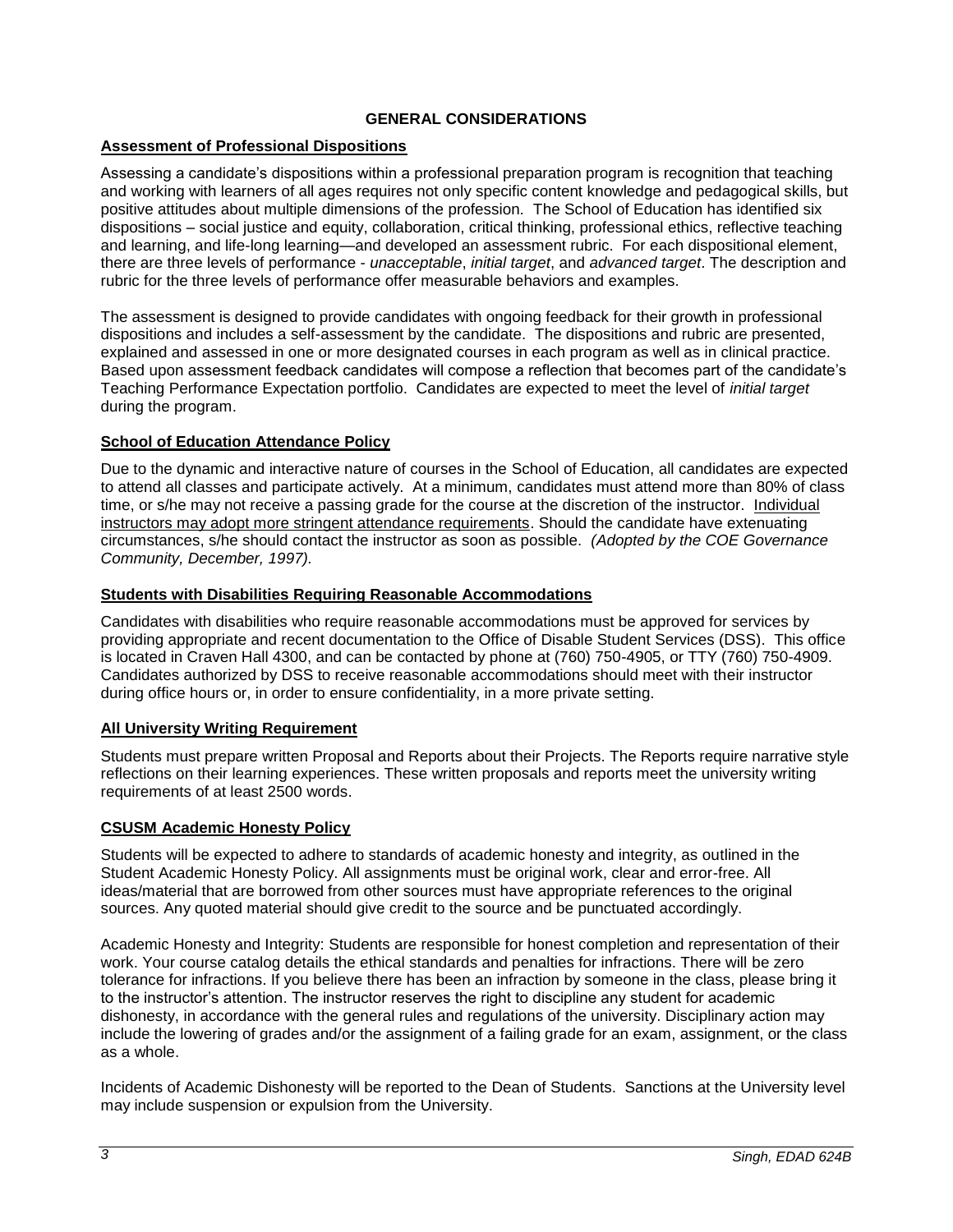## GENERAL CONSIDERATIONS

### Assessment of Professional Dispositions

Assessing a candidate's dispositions within a professional preparation program is recognition that teaching and working with learners of all ages requires not only specific content knowledge and pedagogical skills, but positive attitudes about multiple dimensions of the profession. The School of Education has identified six dispositions – social justice and equity, collaboration, critical thinking, professional ethics, reflective teaching and learning, and life-long learning—and developed an assessment rubric. For each dispositional element, there are three levels of performance - *unacceptable*, *initial target*, and *advanced target*. The description and rubric for the three levels of performance offer measurable behaviors and examples.

The assessment is designed to provide candidates with ongoing feedback for their growth in professional dispositions and includes a self-assessment by the candidate. The dispositions and rubric are presented, explained and assessed in one or more designated courses in each program as well as in clinical practice. Based upon assessment feedback candidates will compose a reflection that becomes part of the candidate's Teaching Performance Expectation portfolio. Candidates are expected to meet the level of *initial target* during the program.

### School of Education Attendance Policy

Due to the dynamic and interactive nature of courses in the School of Education, all candidates are expected to attend all classes and participate actively. At a minimum, candidates must attend more than 80% of class time, or s/he may not receive a passing grade for the course at the discretion of the instructor. Individual instructors may adopt more stringent attendance requirements. Should the candidate have extenuating circumstances, s/he should contact the instructor as soon as possible. *(Adopted by the COE Governance Community, December, 1997).*

### Students with Disabilities Requiring Reasonable Accommodations

Candidates with disabilities who require reasonable accommodations must be approved for services by providing appropriate and recent documentation to the Office of Disable Student Services (DSS). This office is located in Craven Hall 4300, and can be contacted by phone at (760) 750-4905, or TTY (760) 750-4909. Candidates authorized by DSS to receive reasonable accommodations should meet with their instructor during office hours or, in order to ensure confidentiality, in a more private setting.

### All University Writing Requirement

Students must prepare written Proposal and Reports about their Projects. The Reports require narrative style reflections on their learning experiences. These written proposals and reports meet the university writing requirements of at least 2500 words.

### CSUSM Academic Honesty Policy

Students will be expected to adhere to standards of academic honesty and integrity, as outlined in the Student Academic Honesty Policy. All assignments must be original work, clear and error-free. All ideas/material that are borrowed from other sources must have appropriate references to the original sources. Any quoted material should give credit to the source and be punctuated accordingly.

Academic Honesty and Integrity: Students are responsible for honest completion and representation of their work. Your course catalog details the ethical standards and penalties for infractions. There will be zero tolerance for infractions. If you believe there has been an infraction by someone in the class, please bring it to the instructor's attention. The instructor reserves the right to discipline any student for academic dishonesty, in accordance with the general rules and regulations of the university. Disciplinary action may include the lowering of grades and/or the assignment of a failing grade for an exam, assignment, or the class as a whole.

Incidents of Academic Dishonesty will be reported to the Dean of Students. Sanctions at the University level may include suspension or expulsion from the University.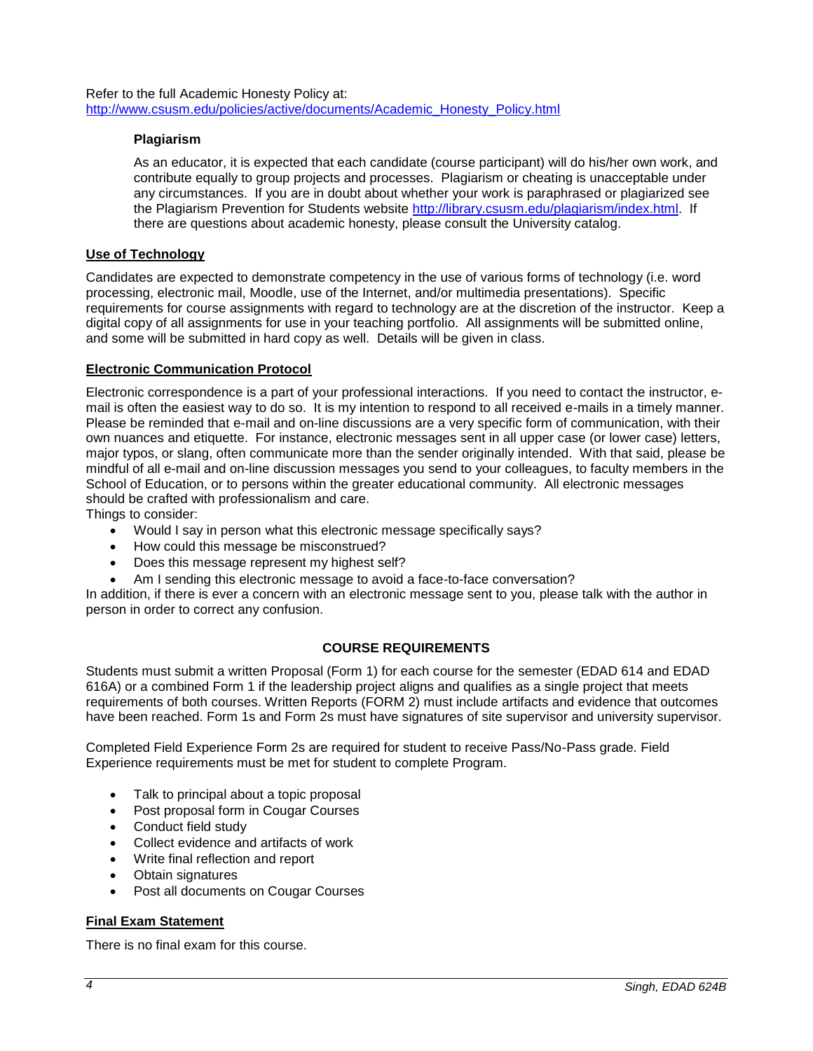Refer to the full Academic Honesty Policy at:
http://www.csusm.edu/policies/active/documents/Academic_Honesty_Policy.html

### Plagiarism

As an educator, it is expected that each candidate (course participant) will do his/her own work, and contribute equally to group projects and processes. Plagiarism or cheating is unacceptable under any circumstances. If you are in doubt about whether your work is paraphrased or plagiarized see the Plagiarism Prevention for Students website http://library.csusm.edu/plagiarism/index.html. If there are questions about academic honesty, please consult the University catalog.

### Use of Technology

Candidates are expected to demonstrate competency in the use of various forms of technology (i.e. word processing, electronic mail, Moodle, use of the Internet, and/or multimedia presentations). Specific requirements for course assignments with regard to technology are at the discretion of the instructor. Keep a digital copy of all assignments for use in your teaching portfolio. All assignments will be submitted online, and some will be submitted in hard copy as well. Details will be given in class.

### Electronic Communication Protocol

Electronic correspondence is a part of your professional interactions. If you need to contact the instructor, e-mail is often the easiest way to do so. It is my intention to respond to all received e-mails in a timely manner. Please be reminded that e-mail and on-line discussions are a very specific form of communication, with their own nuances and etiquette. For instance, electronic messages sent in all upper case (or lower case) letters, major typos, or slang, often communicate more than the sender originally intended. With that said, please be mindful of all e-mail and on-line discussion messages you send to your colleagues, to faculty members in the School of Education, or to persons within the greater educational community. All electronic messages should be crafted with professionalism and care.
Things to consider:

- Would I say in person what this electronic message specifically says?
- How could this message be misconstrued?
- Does this message represent my highest self?
- Am I sending this electronic message to avoid a face-to-face conversation?

In addition, if there is ever a concern with an electronic message sent to you, please talk with the author in person in order to correct any confusion.

## COURSE REQUIREMENTS

Students must submit a written Proposal (Form 1) for each course for the semester (EDAD 614 and EDAD 616A) or a combined Form 1 if the leadership project aligns and qualifies as a single project that meets requirements of both courses. Written Reports (FORM 2) must include artifacts and evidence that outcomes have been reached. Form 1s and Form 2s must have signatures of site supervisor and university supervisor.

Completed Field Experience Form 2s are required for student to receive Pass/No-Pass grade. Field Experience requirements must be met for student to complete Program.

- Talk to principal about a topic proposal
- Post proposal form in Cougar Courses
- Conduct field study
- Collect evidence and artifacts of work
- Write final reflection and report
- Obtain signatures
- Post all documents on Cougar Courses

### Final Exam Statement

There is no final exam for this course.